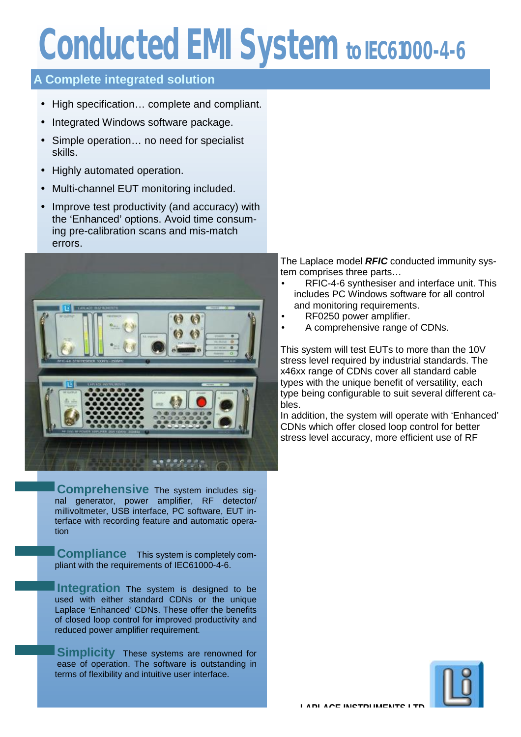# Conducted EMI System to IEC61000-4-6

## A Complete integrated solution

- High specification… complete and compliant.
- Integrated Windows software package.
- Simple operation… no need for specialist skills.
- Highly automated operation.
- Multi-channel EUT monitoring included.
- Improve test productivity (and accuracy) with the 'Enhanced' options. Avoid time consuming pre-calibration scans and mis-match errors.

The Laplace model ***RFIC*** conducted immunity system comprises three parts…

- RFIC-4-6 synthesiser and interface unit. This includes PC Windows software for all control and monitoring requirements.
- RF0250 power amplifier.
- A comprehensive range of CDNs.

This system will test EUTs to more than the 10V stress level required by industrial standards. The x46xx range of CDNs cover all standard cable types with the unique benefit of versatility, each type being configurable to suit several different cables.

In addition, the system will operate with 'Enhanced' CDNs which offer closed loop control for better stress level accuracy, more efficient use of RF

**Comprehensive** The system includes signal generator, power amplifier, RF detector/ millivoltmeter, USB interface, PC software, EUT interface with recording feature and automatic operation

**Compliance** This system is completely compliant with the requirements of IEC61000-4-6.

**Integration** The system is designed to be used with either standard CDNs or the unique Laplace 'Enhanced' CDNs. These offer the benefits of closed loop control for improved productivity and reduced power amplifier requirement.

**Simplicity** These systems are renowned for ease of operation. The software is outstanding in terms of flexibility and intuitive user interface.

LAPLACE INSTRUMENTS LTD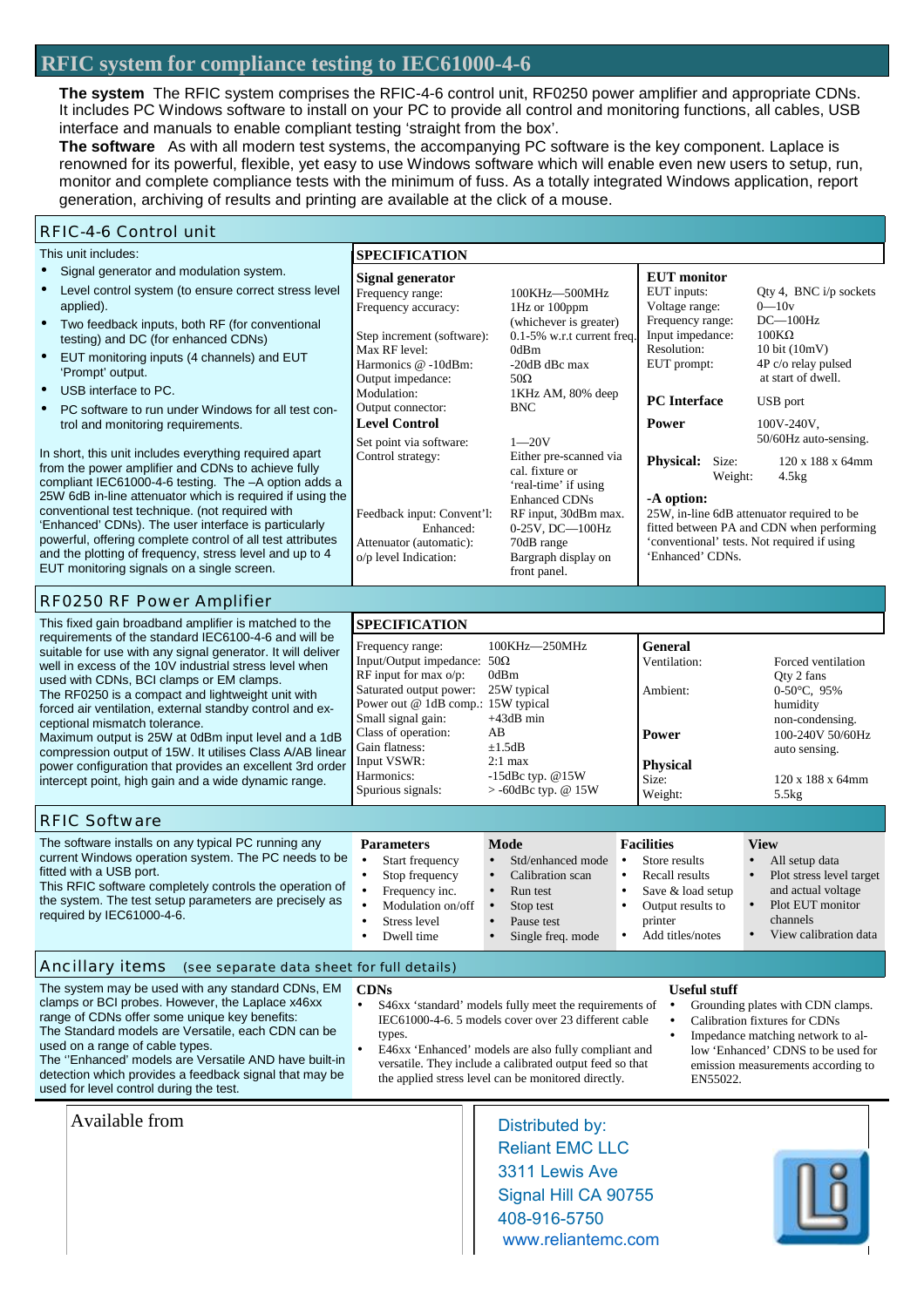# RFIC system for compliance testing to IEC61000-4-6

**The system** The RFIC system comprises the RFIC-4-6 control unit, RF0250 power amplifier and appropriate CDNs. It includes PC Windows software to install on your PC to provide all control and monitoring functions, all cables, USB interface and manuals to enable compliant testing 'straight from the box'.

**The software** As with all modern test systems, the accompanying PC software is the key component. Laplace is renowned for its powerful, flexible, yet easy to use Windows software which will enable even new users to setup, run, monitor and complete compliance tests with the minimum of fuss. As a totally integrated Windows application, report generation, archiving of results and printing are available at the click of a mouse.

## RFIC-4-6 Control unit

This unit includes:

- Signal generator and modulation system.
- Level control system (to ensure correct stress level applied).
- Two feedback inputs, both RF (for conventional testing) and DC (for enhanced CDNs)
- EUT monitoring inputs (4 channels) and EUT 'Prompt' output.
- USB interface to PC.
- PC software to run under Windows for all test control and monitoring requirements.

In short, this unit includes everything required apart from the power amplifier and CDNs to achieve fully compliant IEC61000-4-6 testing. The –A option adds a 25W 6dB in-line attenuator which is required if using the conventional test technique. (not required with 'Enhanced' CDNs). The user interface is particularly powerful, offering complete control of all test attributes and the plotting of frequency, stress level and up to 4 EUT monitoring signals on a single screen.

### SPECIFICATION

**Signal generator**

| | |
|---|---|
| Frequency range: | 100KHz—500MHz |
| Frequency accuracy: | 1Hz or 100ppm (whichever is greater) |
| Step increment (software): | 0.1-5% w.r.t current freq. |
| Max RF level: | 0dBm |
| Harmonics @ -10dBm: | -20dB dBc max |
| Output impedance: | 50Ω |
| Modulation: | 1KHz AM, 80% deep |
| Output connector: | BNC |

**Level Control**

| | |
|---|---|
| Set point via software: | 1—20V |
| Control strategy: | Either pre-scanned via cal. fixture or 'real-time' if using Enhanced CDNs |
| Feedback input: Convent'l: | RF input, 30dBm max. |
| Enhanced: | 0-25V, DC—100Hz |
| Attenuator (automatic): | 70dB range |
| o/p level Indication: | Bargraph display on front panel. |

**EUT monitor**

| | |
|---|---|
| EUT inputs: | Qty 4, BNC i/p sockets |
| Voltage range: | 0—10v |
| Frequency range: | DC—100Hz |
| Input impedance: | 100KΩ |
| Resolution: | 10 bit (10mV) |
| EUT prompt: | 4P c/o relay pulsed at start of dwell. |

**PC Interface** USB port

**Power** 100V-240V, 50/60Hz auto-sensing.

**Physical:** Size: 120 x 188 x 64mm; Weight: 4.5kg

**-A option:** 25W, in-line 6dB attenuator required to be fitted between PA and CDN when performing 'conventional' tests. Not required if using 'Enhanced' CDNs.

## RF0250 RF Power Amplifier

This fixed gain broadband amplifier is matched to the requirements of the standard IEC6100-4-6 and will be suitable for use with any signal generator. It will deliver well in excess of the 10V industrial stress level when used with CDNs, BCI clamps or EM clamps.

The RF0250 is a compact and lightweight unit with forced air ventilation, external standby control and exceptional mismatch tolerance.

Maximum output is 25W at 0dBm input level and a 1dB compression output of 15W. It utilises Class A/AB linear power configuration that provides an excellent 3rd order intercept point, high gain and a wide dynamic range.

### SPECIFICATION

| | |
|---|---|
| Frequency range: | 100KHz—250MHz |
| Input/Output impedance: | 50Ω |
| RF input for max o/p: | 0dBm |
| Saturated output power: | 25W typical |
| Power out @ 1dB comp.: | 15W typical |
| Small signal gain: | +43dB min |
| Class of operation: | AB |
| Gain flatness: | ±1.5dB |
| Input VSWR: | 2:1 max |
| Harmonics: | -15dBc typ. @15W |
| Spurious signals: | > -60dBc typ. @ 15W |

**General**

| | |
|---|---|
| Ventilation: | Forced ventilation Qty 2 fans |
| Ambient: | 0-50°C, 95% humidity non-condensing. |

**Power** 100-240V 50/60Hz auto sensing.

**Physical**

| | |
|---|---|
| Size: | 120 x 188 x 64mm |
| Weight: | 5.5kg |

## RFIC Software

The software installs on any typical PC running any current Windows operation system. The PC needs to be fitted with a USB port.

This RFIC software completely controls the operation of the system. The test setup parameters are precisely as required by IEC61000-4-6.

**Parameters**
- Start frequency
- Stop frequency
- Frequency inc.
- Modulation on/off
- Stress level
- Dwell time

**Mode**
- Std/enhanced mode
- Calibration scan
- Run test
- Stop test
- Pause test
- Single freq. mode

**Facilities**
- Store results
- Recall results
- Save & load setup
- Output results to printer
- Add titles/notes

**View**
- All setup data
- Plot stress level target and actual voltage
- Plot EUT monitor channels
- View calibration data

## Ancillary items (see separate data sheet for full details)

The system may be used with any standard CDNs, EM clamps or BCI probes. However, the Laplace x46xx range of CDNs offer some unique key benefits:

The Standard models are Versatile, each CDN can be used on a range of cable types.

The "Enhanced' models are Versatile AND have built-in detection which provides a feedback signal that may be used for level control during the test.

**CDNs**
- S46xx 'standard' models fully meet the requirements of IEC61000-4-6. 5 models cover over 23 different cable types.
- E46xx 'Enhanced' models are also fully compliant and versatile. They include a calibrated output feed so that the applied stress level can be monitored directly.

**Useful stuff**
- Grounding plates with CDN clamps.
- Calibration fixtures for CDNs
- Impedance matching network to allow 'Enhanced' CDNS to be used for emission measurements according to EN55022.

Available from

Distributed by:
Reliant EMC LLC
3311 Lewis Ave
Signal Hill CA 90755
408-916-5750
www.reliantemc.com